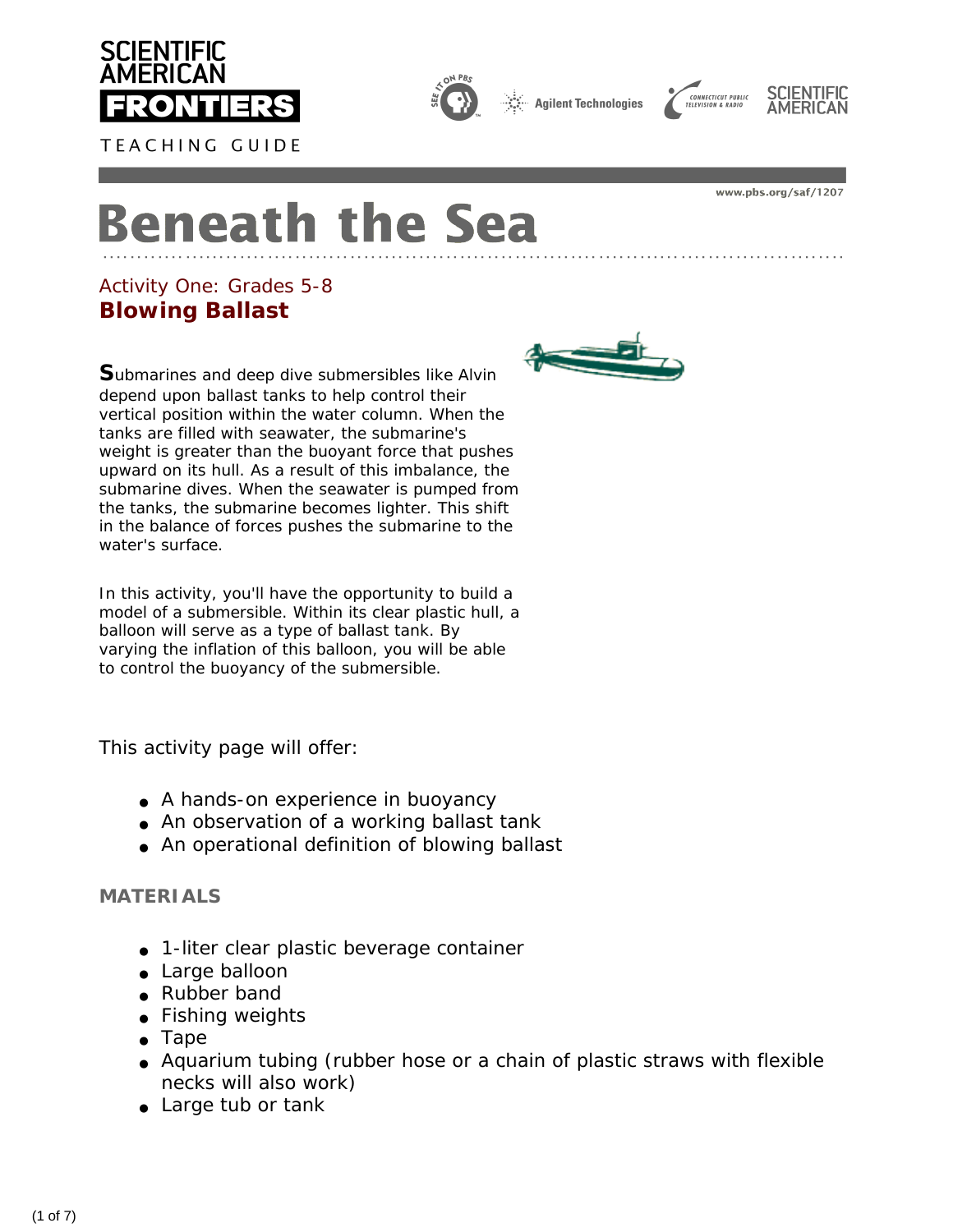SCIENTIFIC AMERICAN **FRONTIERS**

TEACHING GUIDE

www.pbs.org/saf/1207

# Beneath the Sea

Activity One: Grades 5-8

## Blowing Ballast

Submarines and deep dive submersibles like Alvin depend upon ballast tanks to help control their vertical position within the water column. When the tanks are filled with seawater, the submarine's weight is greater than the buoyant force that pushes upward on its hull. As a result of this imbalance, the submarine dives. When the seawater is pumped from the tanks, the submarine becomes lighter. This shift in the balance of forces pushes the submarine to the water's surface.

In this activity, you'll have the opportunity to build a model of a submersible. Within its clear plastic hull, a balloon will serve as a type of ballast tank. By varying the inflation of this balloon, you will be able to control the buoyancy of the submersible.

This activity page will offer:

- A hands-on experience in buoyancy
- An observation of a working ballast tank
- An operational definition of blowing ballast

### MATERIALS

- 1-liter clear plastic beverage container
- Large balloon
- Rubber band
- Fishing weights
- Tape
- Aquarium tubing (rubber hose or a chain of plastic straws with flexible necks will also work)
- Large tub or tank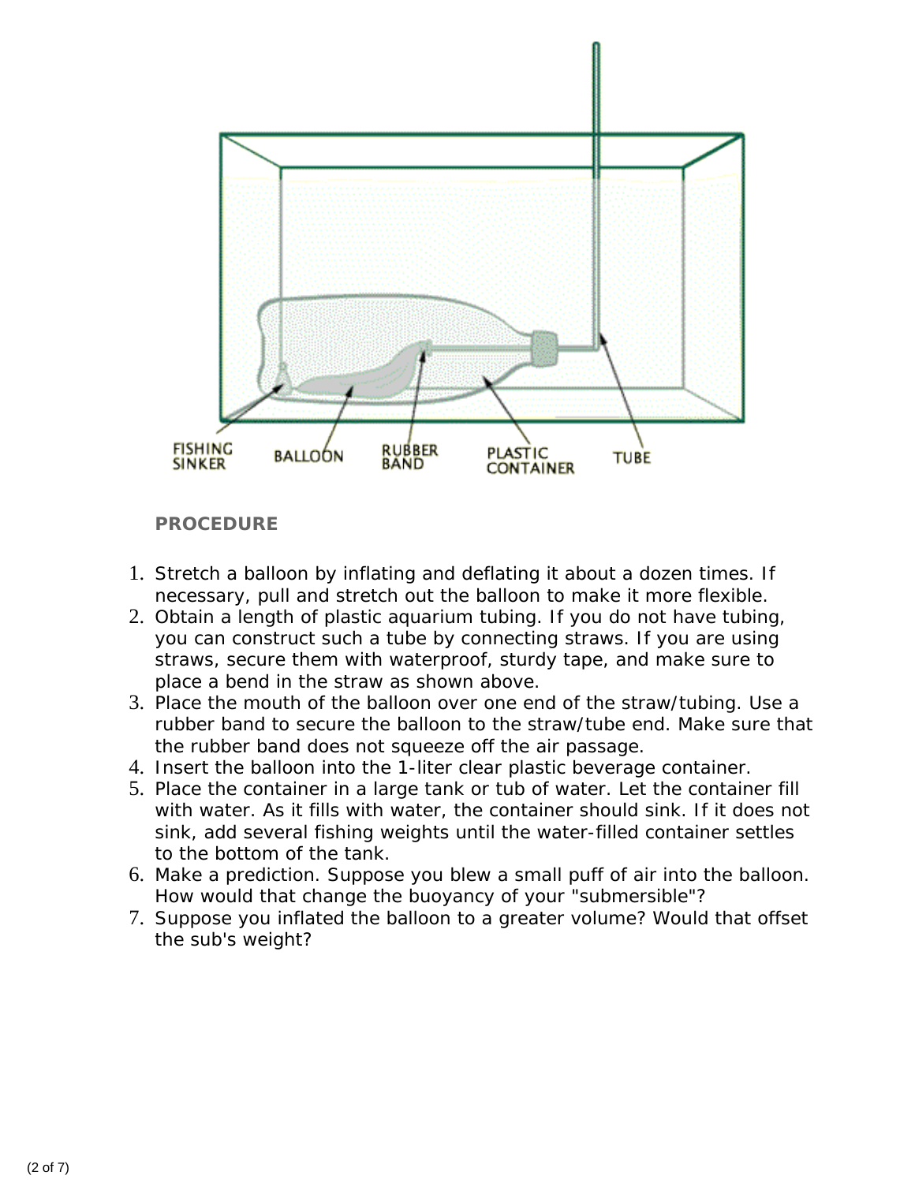FISHING SINKER BALLOON RUBBER BAND PLASTIC CONTAINER TUBE

**PROCEDURE**

1. Stretch a balloon by inflating and deflating it about a dozen times. If necessary, pull and stretch out the balloon to make it more flexible.
2. Obtain a length of plastic aquarium tubing. If you do not have tubing, you can construct such a tube by connecting straws. If you are using straws, secure them with waterproof, sturdy tape, and make sure to place a bend in the straw as shown above.
3. Place the mouth of the balloon over one end of the straw/tubing. Use a rubber band to secure the balloon to the straw/tube end. Make sure that the rubber band does not squeeze off the air passage.
4. Insert the balloon into the 1-liter clear plastic beverage container.
5. Place the container in a large tank or tub of water. Let the container fill with water. As it fills with water, the container should sink. If it does not sink, add several fishing weights until the water-filled container settles to the bottom of the tank.
6. Make a prediction. Suppose you blew a small puff of air into the balloon. How would that change the buoyancy of your "submersible"?
7. Suppose you inflated the balloon to a greater volume? Would that offset the sub's weight?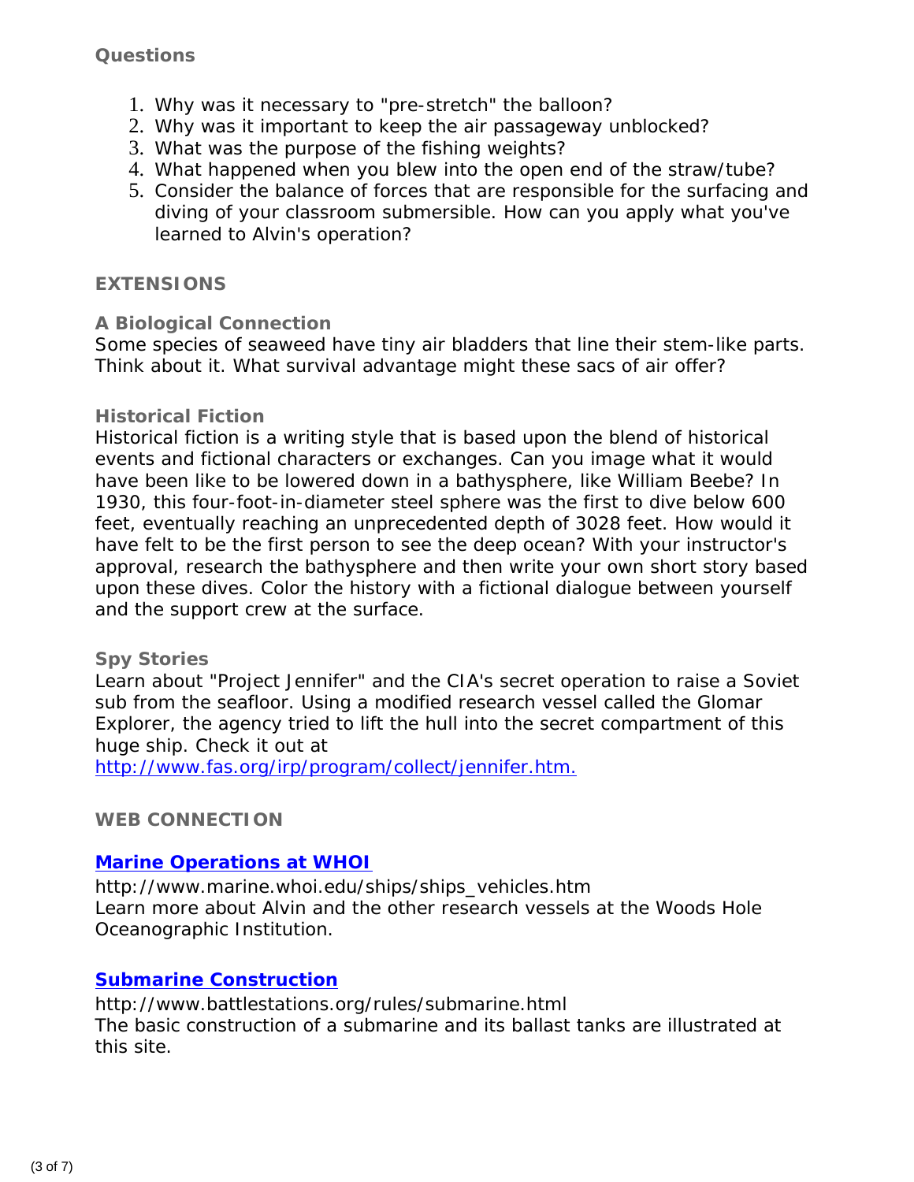### Questions

1. Why was it necessary to "pre-stretch" the balloon?
2. Why was it important to keep the air passageway unblocked?
3. What was the purpose of the fishing weights?
4. What happened when you blew into the open end of the straw/tube?
5. Consider the balance of forces that are responsible for the surfacing and diving of your classroom submersible. How can you apply what you've learned to Alvin's operation?

## EXTENSIONS

### A Biological Connection

Some species of seaweed have tiny air bladders that line their stem-like parts. Think about it. What survival advantage might these sacs of air offer?

### Historical Fiction

Historical fiction is a writing style that is based upon the blend of historical events and fictional characters or exchanges. Can you image what it would have been like to be lowered down in a bathysphere, like William Beebe? In 1930, this four-foot-in-diameter steel sphere was the first to dive below 600 feet, eventually reaching an unprecedented depth of 3028 feet. How would it have felt to be the first person to see the deep ocean? With your instructor's approval, research the bathysphere and then write your own short story based upon these dives. Color the history with a fictional dialogue between yourself and the support crew at the surface.

### Spy Stories

Learn about "Project Jennifer" and the CIA's secret operation to raise a Soviet sub from the seafloor. Using a modified research vessel called the Glomar Explorer, the agency tried to lift the hull into the secret compartment of this huge ship. Check it out at
[http://www.fas.org/irp/program/collect/jennifer.htm.](http://www.fas.org/irp/program/collect/jennifer.htm)

## WEB CONNECTION

### [Marine Operations at WHOI](http://www.marine.whoi.edu/ships/ships_vehicles.htm)

http://www.marine.whoi.edu/ships/ships_vehicles.htm
Learn more about Alvin and the other research vessels at the Woods Hole Oceanographic Institution.

### [Submarine Construction](http://www.battlestations.org/rules/submarine.html)

http://www.battlestations.org/rules/submarine.html
The basic construction of a submarine and its ballast tanks are illustrated at this site.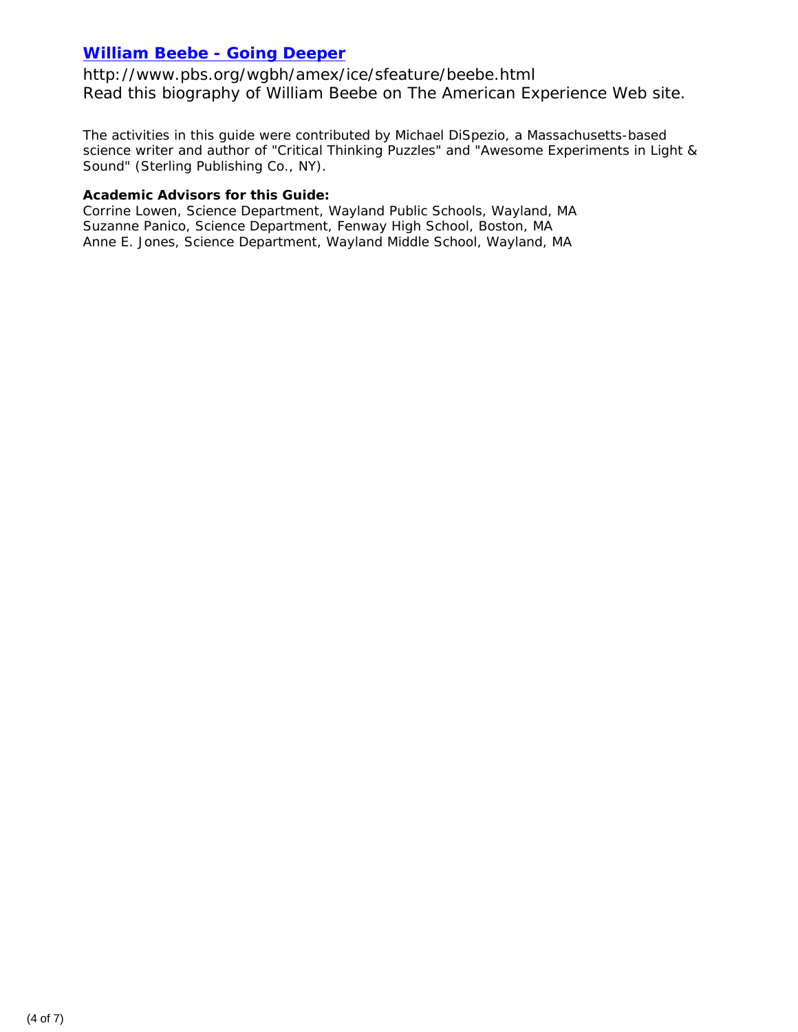**William Beebe - Going Deeper**

http://www.pbs.org/wgbh/amex/ice/sfeature/beebe.html
Read this biography of William Beebe on The American Experience Web site.

*The activities in this guide were contributed by Michael DiSpezio, a Massachusetts-based science writer and author of "Critical Thinking Puzzles" and "Awesome Experiments in Light & Sound" (Sterling Publishing Co., NY).*

**Academic Advisors for this Guide:**
Corrine Lowen, Science Department, Wayland Public Schools, Wayland, MA
Suzanne Panico, Science Department, Fenway High School, Boston, MA
Anne E. Jones, Science Department, Wayland Middle School, Wayland, MA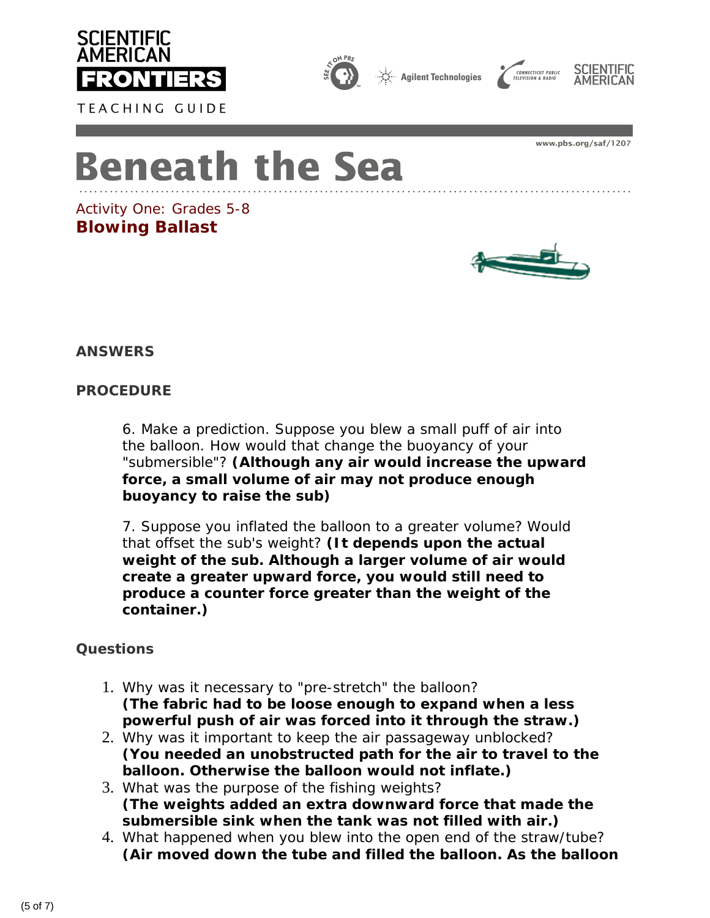SCIENTIFIC AMERICAN FRONTIERS

TEACHING GUIDE

www.pbs.org/saf/1207

# Beneath the Sea

Activity One: Grades 5-8

## Blowing Ballast

### ANSWERS

### PROCEDURE

6. Make a prediction. Suppose you blew a small puff of air into the balloon. How would that change the buoyancy of your "submersible"? **(Although any air would increase the upward force, a small volume of air may not produce enough buoyancy to raise the sub)**

7. Suppose you inflated the balloon to a greater volume? Would that offset the sub's weight? **(It depends upon the actual weight of the sub. Although a larger volume of air would create a greater upward force, you would still need to produce a counter force greater than the weight of the container.)**

### Questions

1. Why was it necessary to "pre-stretch" the balloon? **(The fabric had to be loose enough to expand when a less powerful push of air was forced into it through the straw.)**
2. Why was it important to keep the air passageway unblocked? **(You needed an unobstructed path for the air to travel to the balloon. Otherwise the balloon would not inflate.)**
3. What was the purpose of the fishing weights? **(The weights added an extra downward force that made the submersible sink when the tank was not filled with air.)**
4. What happened when you blew into the open end of the straw/tube? **(Air moved down the tube and filled the balloon. As the balloon**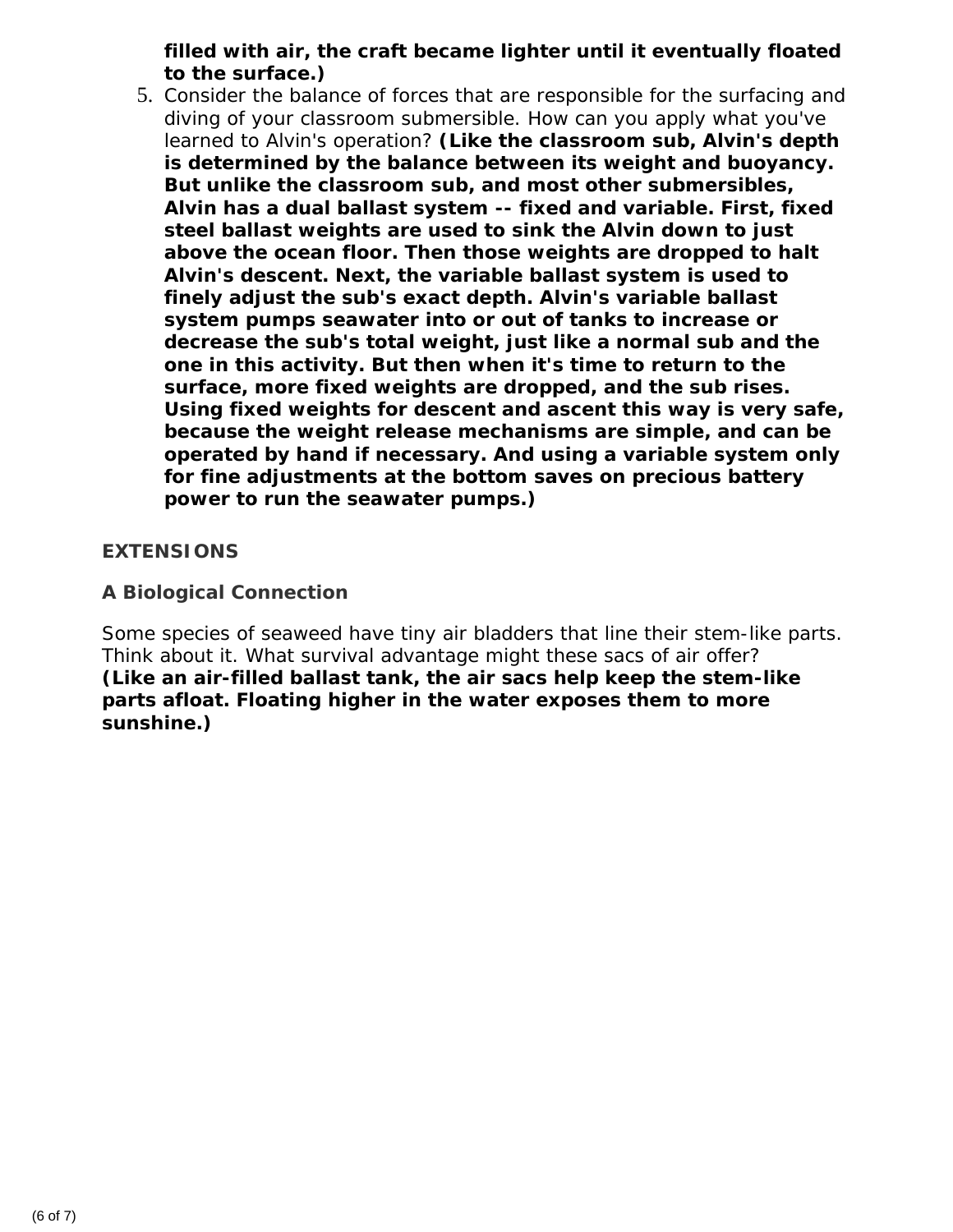**filled with air, the craft became lighter until it eventually floated to the surface.)**

5. Consider the balance of forces that are responsible for the surfacing and diving of your classroom submersible. How can you apply what you've learned to Alvin's operation? **(Like the classroom sub, Alvin's depth is determined by the balance between its weight and buoyancy. But unlike the classroom sub, and most other submersibles, Alvin has a dual ballast system -- fixed and variable. First, fixed steel ballast weights are used to sink the Alvin down to just above the ocean floor. Then those weights are dropped to halt Alvin's descent. Next, the variable ballast system is used to finely adjust the sub's exact depth. Alvin's variable ballast system pumps seawater into or out of tanks to increase or decrease the sub's total weight, just like a normal sub and the one in this activity. But then when it's time to return to the surface, more fixed weights are dropped, and the sub rises. Using fixed weights for descent and ascent this way is very safe, because the weight release mechanisms are simple, and can be operated by hand if necessary. And using a variable system only for fine adjustments at the bottom saves on precious battery power to run the seawater pumps.)**

## EXTENSIONS

### A Biological Connection

Some species of seaweed have tiny air bladders that line their stem-like parts. Think about it. What survival advantage might these sacs of air offer? **(Like an air-filled ballast tank, the air sacs help keep the stem-like parts afloat. Floating higher in the water exposes them to more sunshine.)**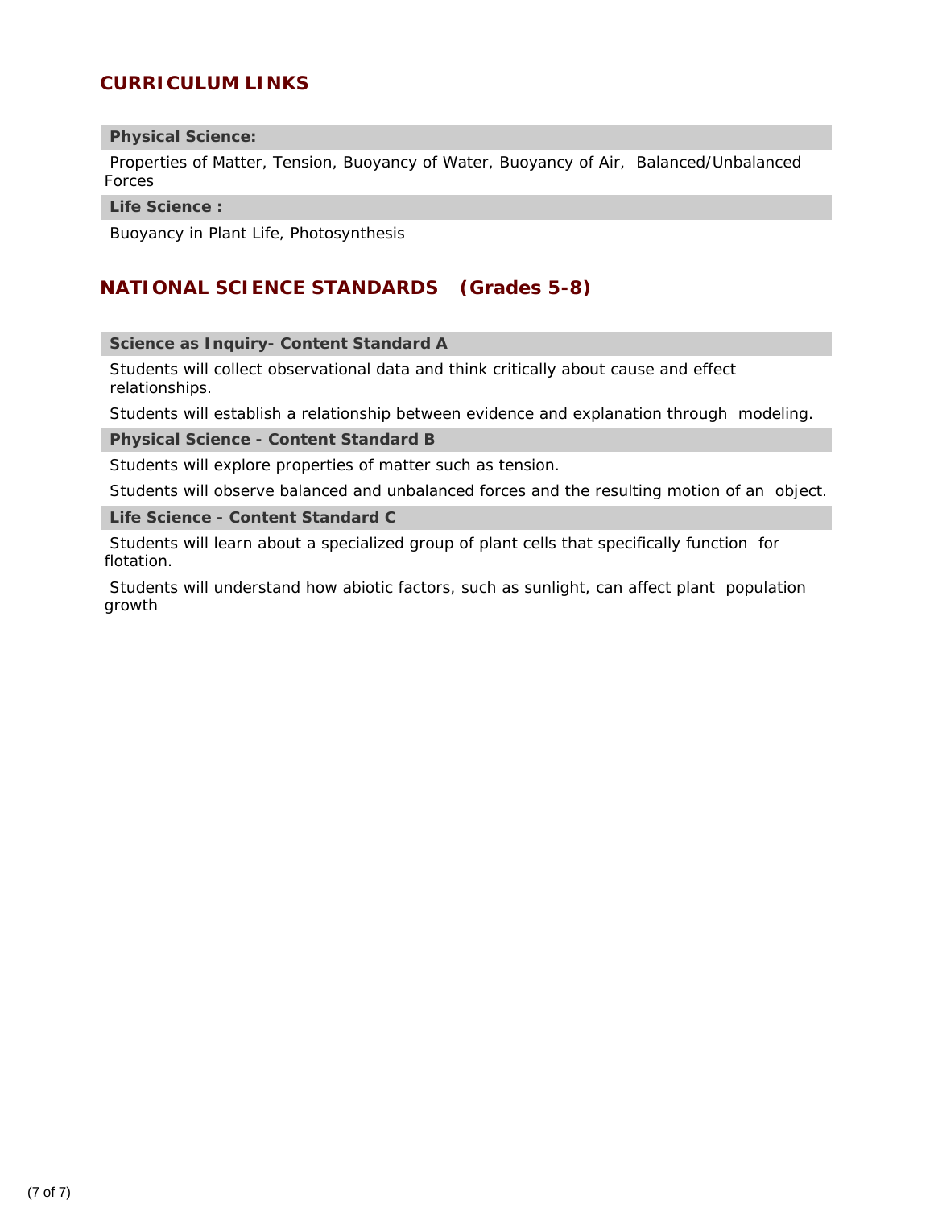## CURRICULUM LINKS

### Physical Science:

Properties of Matter, Tension, Buoyancy of Water, Buoyancy of Air, Balanced/Unbalanced Forces

### Life Science :

Buoyancy in Plant Life, Photosynthesis

## NATIONAL SCIENCE STANDARDS (Grades 5-8)

### Science as Inquiry- Content Standard A

Students will collect observational data and think critically about cause and effect relationships.

Students will establish a relationship between evidence and explanation through modeling.

### Physical Science - Content Standard B

Students will explore properties of matter such as tension.

Students will observe balanced and unbalanced forces and the resulting motion of an object.

### Life Science - Content Standard C

Students will learn about a specialized group of plant cells that specifically function for flotation.

Students will understand how abiotic factors, such as sunlight, can affect plant population growth